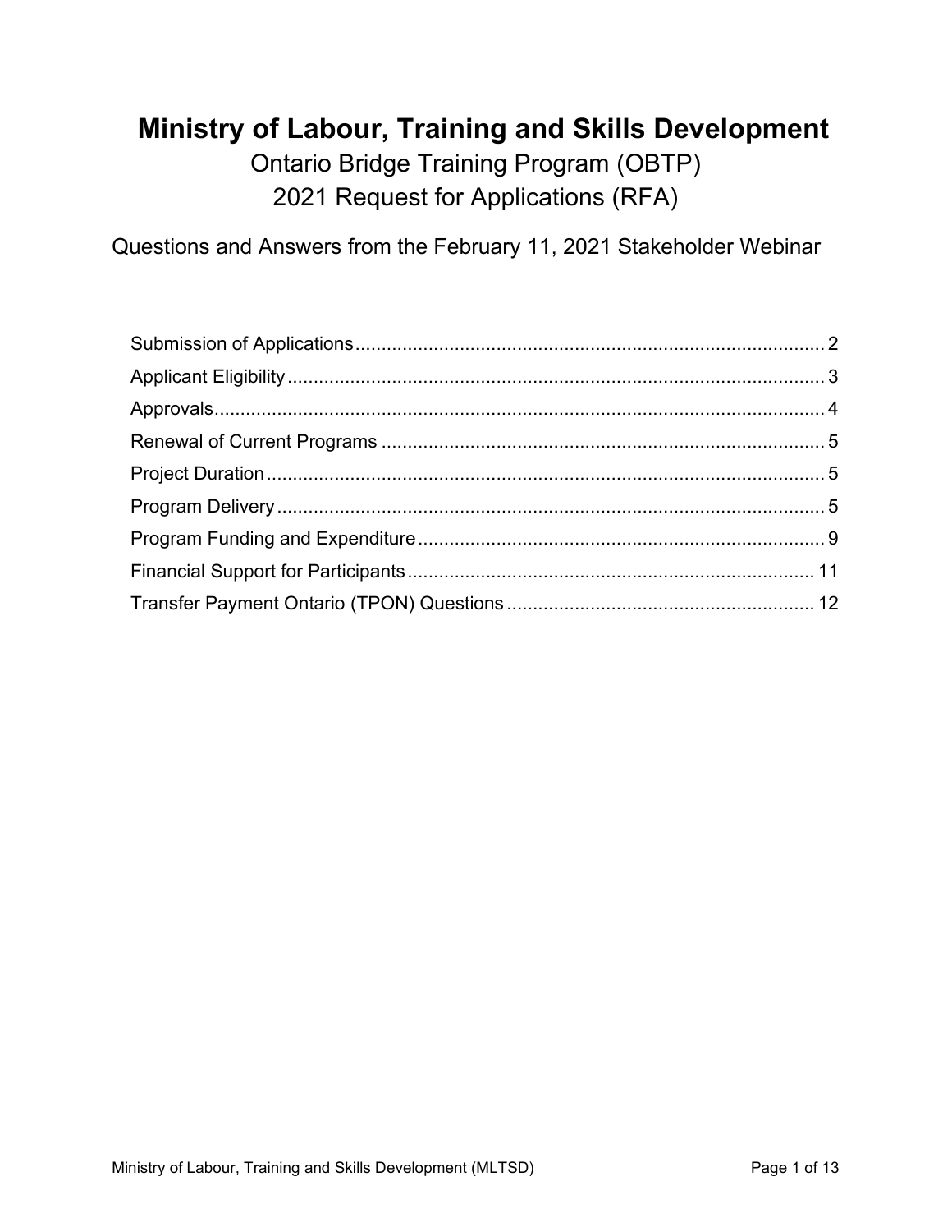# Ministry of Labour, Training and Skills Development

Ontario Bridge Training Program (OBTP)

2021 Request for Applications (RFA)

Questions and Answers from the February 11, 2021 Stakeholder Webinar

- Submission of Applications ........ 2
- Applicant Eligibility ........ 3
- Approvals ........ 4
- Renewal of Current Programs ........ 5
- Project Duration ........ 5
- Program Delivery ........ 5
- Program Funding and Expenditure ........ 9
- Financial Support for Participants ........ 11
- Transfer Payment Ontario (TPON) Questions ........ 12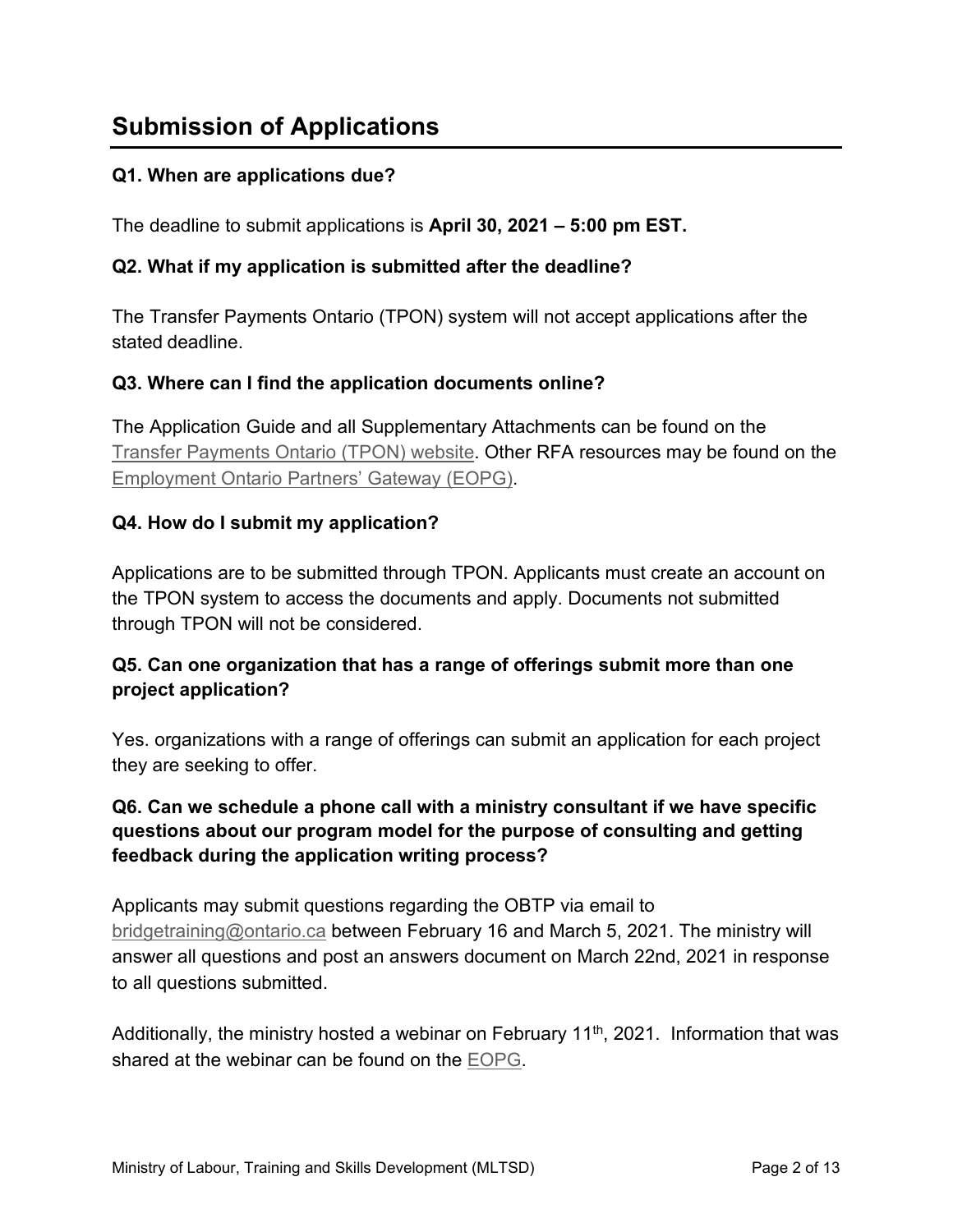## Submission of Applications

### Q1. When are applications due?

The deadline to submit applications is **April 30, 2021 – 5:00 pm EST.**

### Q2. What if my application is submitted after the deadline?

The Transfer Payments Ontario (TPON) system will not accept applications after the stated deadline.

### Q3. Where can I find the application documents online?

The Application Guide and all Supplementary Attachments can be found on the Transfer Payments Ontario (TPON) website. Other RFA resources may be found on the Employment Ontario Partners' Gateway (EOPG).

### Q4. How do I submit my application?

Applications are to be submitted through TPON. Applicants must create an account on the TPON system to access the documents and apply. Documents not submitted through TPON will not be considered.

### Q5. Can one organization that has a range of offerings submit more than one project application?

Yes. organizations with a range of offerings can submit an application for each project they are seeking to offer.

### Q6. Can we schedule a phone call with a ministry consultant if we have specific questions about our program model for the purpose of consulting and getting feedback during the application writing process?

Applicants may submit questions regarding the OBTP via email to bridgetraining@ontario.ca between February 16 and March 5, 2021. The ministry will answer all questions and post an answers document on March 22nd, 2021 in response to all questions submitted.

Additionally, the ministry hosted a webinar on February 11th, 2021. Information that was shared at the webinar can be found on the EOPG.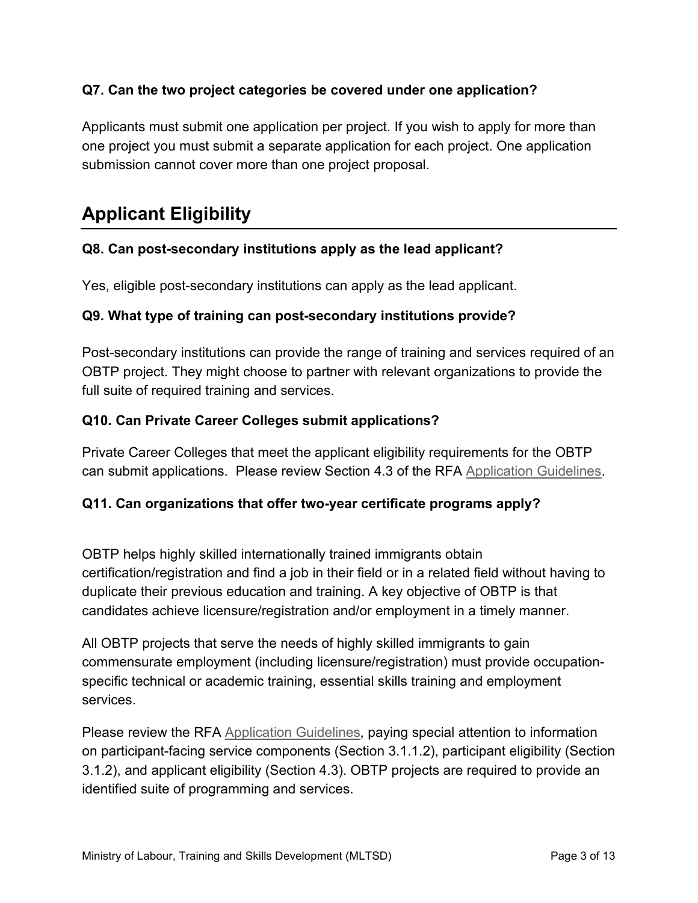**Q7. Can the two project categories be covered under one application?**

Applicants must submit one application per project. If you wish to apply for more than one project you must submit a separate application for each project. One application submission cannot cover more than one project proposal.

## Applicant Eligibility

**Q8. Can post-secondary institutions apply as the lead applicant?**

Yes, eligible post-secondary institutions can apply as the lead applicant.

**Q9. What type of training can post-secondary institutions provide?**

Post-secondary institutions can provide the range of training and services required of an OBTP project. They might choose to partner with relevant organizations to provide the full suite of required training and services.

**Q10. Can Private Career Colleges submit applications?**

Private Career Colleges that meet the applicant eligibility requirements for the OBTP can submit applications. Please review Section 4.3 of the RFA Application Guidelines.

**Q11. Can organizations that offer two-year certificate programs apply?**

OBTP helps highly skilled internationally trained immigrants obtain certification/registration and find a job in their field or in a related field without having to duplicate their previous education and training. A key objective of OBTP is that candidates achieve licensure/registration and/or employment in a timely manner.

All OBTP projects that serve the needs of highly skilled immigrants to gain commensurate employment (including licensure/registration) must provide occupation-specific technical or academic training, essential skills training and employment services.

Please review the RFA Application Guidelines, paying special attention to information on participant-facing service components (Section 3.1.1.2), participant eligibility (Section 3.1.2), and applicant eligibility (Section 4.3). OBTP projects are required to provide an identified suite of programming and services.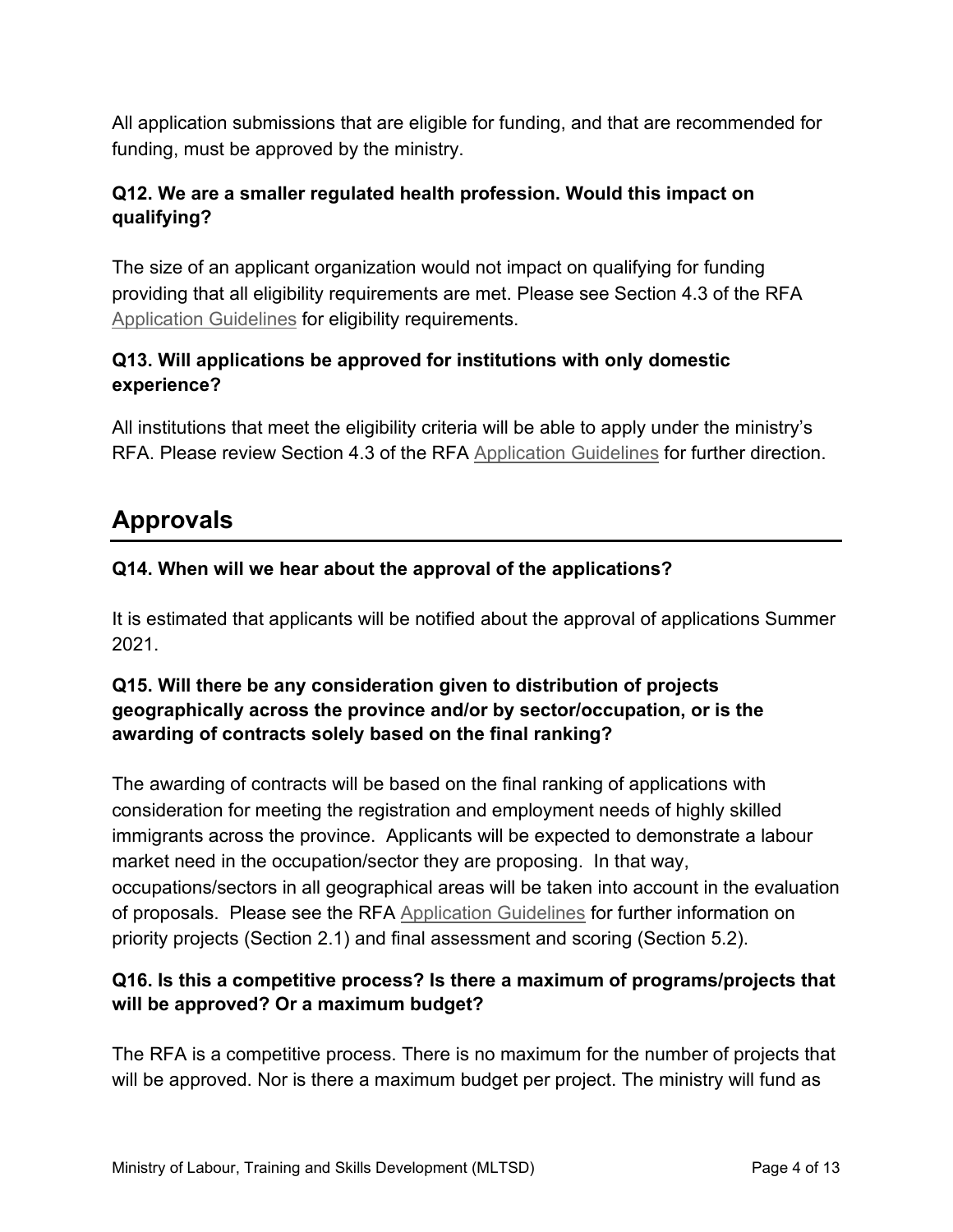All application submissions that are eligible for funding, and that are recommended for funding, must be approved by the ministry.

### Q12. We are a smaller regulated health profession. Would this impact on qualifying?

The size of an applicant organization would not impact on qualifying for funding providing that all eligibility requirements are met. Please see Section 4.3 of the RFA Application Guidelines for eligibility requirements.

### Q13. Will applications be approved for institutions with only domestic experience?

All institutions that meet the eligibility criteria will be able to apply under the ministry's RFA. Please review Section 4.3 of the RFA Application Guidelines for further direction.

## Approvals

### Q14. When will we hear about the approval of the applications?

It is estimated that applicants will be notified about the approval of applications Summer 2021.

### Q15. Will there be any consideration given to distribution of projects geographically across the province and/or by sector/occupation, or is the awarding of contracts solely based on the final ranking?

The awarding of contracts will be based on the final ranking of applications with consideration for meeting the registration and employment needs of highly skilled immigrants across the province. Applicants will be expected to demonstrate a labour market need in the occupation/sector they are proposing. In that way, occupations/sectors in all geographical areas will be taken into account in the evaluation of proposals. Please see the RFA Application Guidelines for further information on priority projects (Section 2.1) and final assessment and scoring (Section 5.2).

### Q16. Is this a competitive process? Is there a maximum of programs/projects that will be approved? Or a maximum budget?

The RFA is a competitive process. There is no maximum for the number of projects that will be approved. Nor is there a maximum budget per project. The ministry will fund as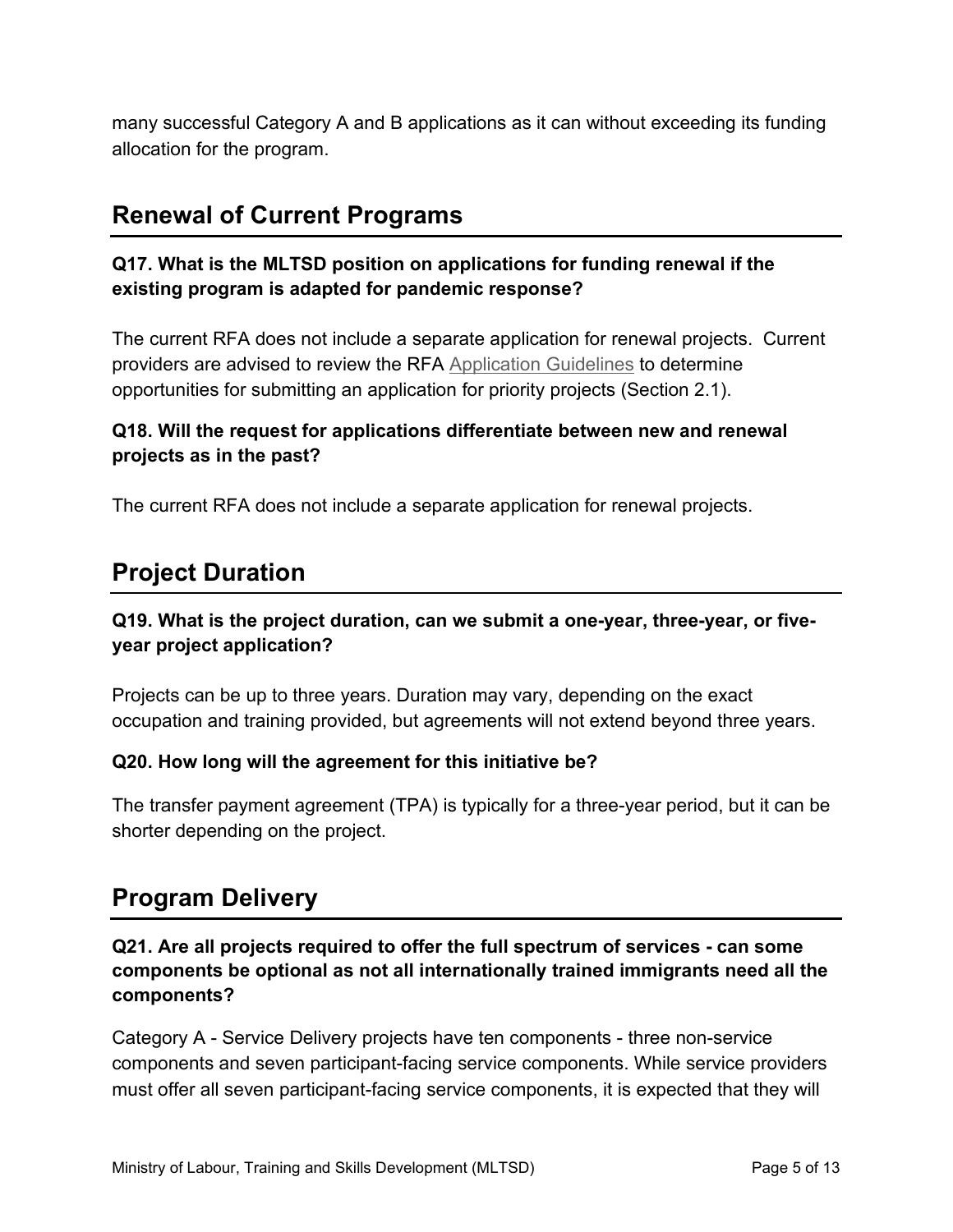many successful Category A and B applications as it can without exceeding its funding allocation for the program.

## Renewal of Current Programs

### Q17. What is the MLTSD position on applications for funding renewal if the existing program is adapted for pandemic response?

The current RFA does not include a separate application for renewal projects. Current providers are advised to review the RFA Application Guidelines to determine opportunities for submitting an application for priority projects (Section 2.1).

### Q18. Will the request for applications differentiate between new and renewal projects as in the past?

The current RFA does not include a separate application for renewal projects.

## Project Duration

### Q19. What is the project duration, can we submit a one-year, three-year, or five-year project application?

Projects can be up to three years. Duration may vary, depending on the exact occupation and training provided, but agreements will not extend beyond three years.

### Q20. How long will the agreement for this initiative be?

The transfer payment agreement (TPA) is typically for a three-year period, but it can be shorter depending on the project.

## Program Delivery

### Q21. Are all projects required to offer the full spectrum of services - can some components be optional as not all internationally trained immigrants need all the components?

Category A - Service Delivery projects have ten components - three non-service components and seven participant-facing service components. While service providers must offer all seven participant-facing service components, it is expected that they will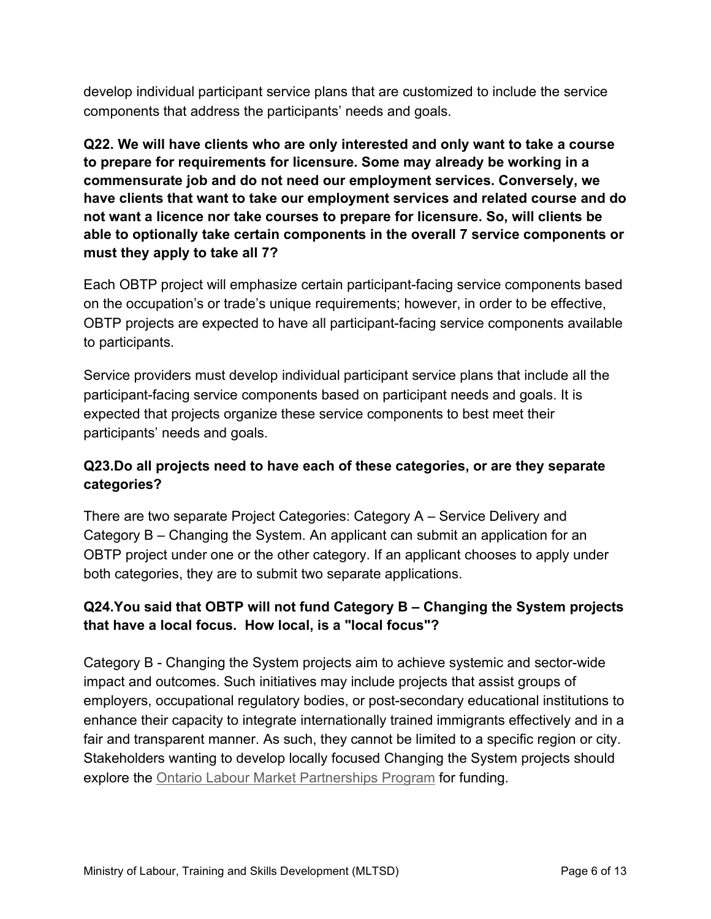develop individual participant service plans that are customized to include the service components that address the participants' needs and goals.

**Q22. We will have clients who are only interested and only want to take a course to prepare for requirements for licensure. Some may already be working in a commensurate job and do not need our employment services. Conversely, we have clients that want to take our employment services and related course and do not want a licence nor take courses to prepare for licensure. So, will clients be able to optionally take certain components in the overall 7 service components or must they apply to take all 7?**

Each OBTP project will emphasize certain participant-facing service components based on the occupation's or trade's unique requirements; however, in order to be effective, OBTP projects are expected to have all participant-facing service components available to participants.

Service providers must develop individual participant service plans that include all the participant-facing service components based on participant needs and goals. It is expected that projects organize these service components to best meet their participants' needs and goals.

**Q23.Do all projects need to have each of these categories, or are they separate categories?**

There are two separate Project Categories: Category A – Service Delivery and Category B – Changing the System. An applicant can submit an application for an OBTP project under one or the other category. If an applicant chooses to apply under both categories, they are to submit two separate applications.

**Q24.You said that OBTP will not fund Category B – Changing the System projects that have a local focus. How local, is a "local focus"?**

Category B - Changing the System projects aim to achieve systemic and sector-wide impact and outcomes. Such initiatives may include projects that assist groups of employers, occupational regulatory bodies, or post-secondary educational institutions to enhance their capacity to integrate internationally trained immigrants effectively and in a fair and transparent manner. As such, they cannot be limited to a specific region or city. Stakeholders wanting to develop locally focused Changing the System projects should explore the Ontario Labour Market Partnerships Program for funding.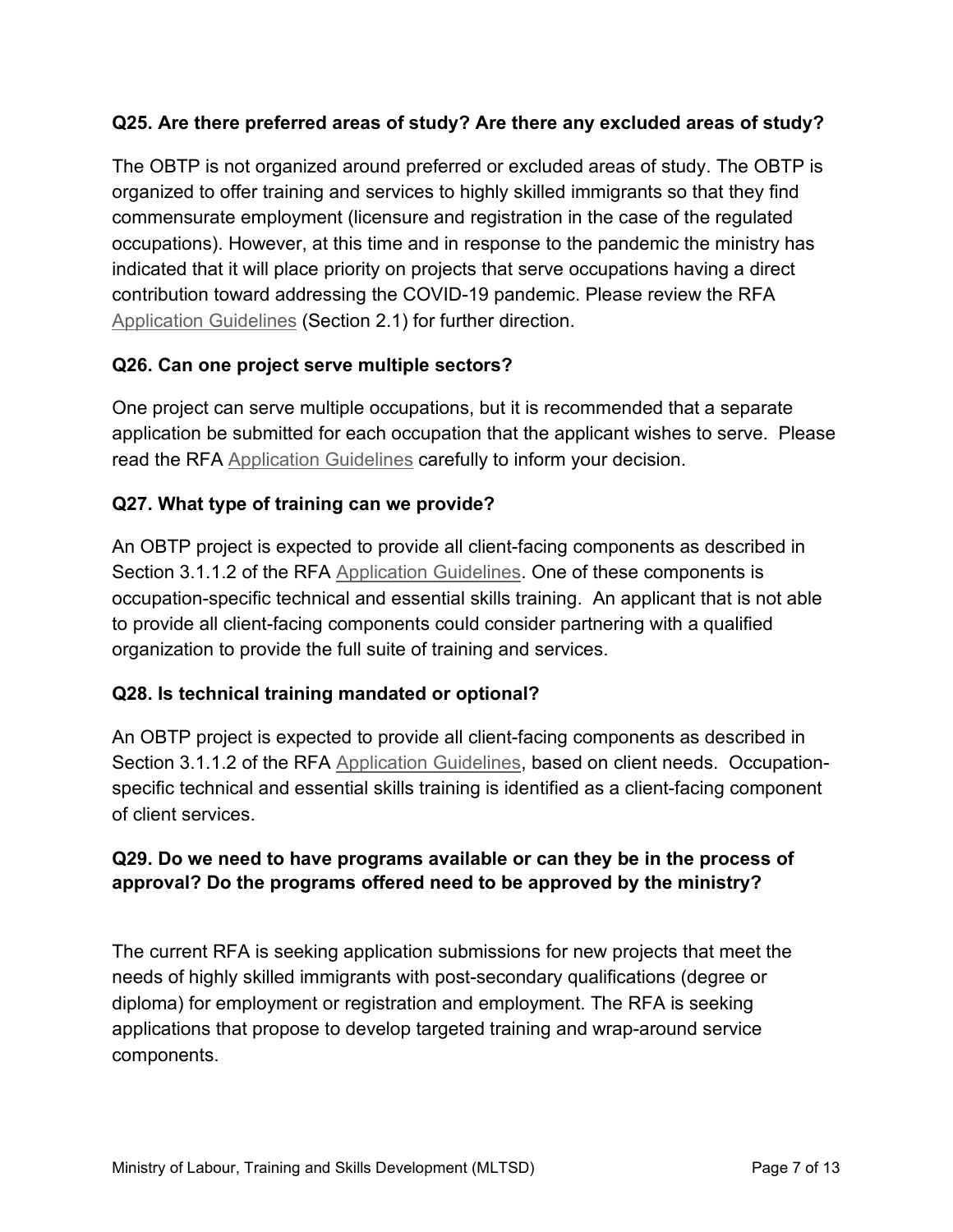**Q25. Are there preferred areas of study? Are there any excluded areas of study?**

The OBTP is not organized around preferred or excluded areas of study. The OBTP is organized to offer training and services to highly skilled immigrants so that they find commensurate employment (licensure and registration in the case of the regulated occupations). However, at this time and in response to the pandemic the ministry has indicated that it will place priority on projects that serve occupations having a direct contribution toward addressing the COVID-19 pandemic. Please review the RFA Application Guidelines (Section 2.1) for further direction.

**Q26. Can one project serve multiple sectors?**

One project can serve multiple occupations, but it is recommended that a separate application be submitted for each occupation that the applicant wishes to serve. Please read the RFA Application Guidelines carefully to inform your decision.

**Q27. What type of training can we provide?**

An OBTP project is expected to provide all client-facing components as described in Section 3.1.1.2 of the RFA Application Guidelines. One of these components is occupation-specific technical and essential skills training. An applicant that is not able to provide all client-facing components could consider partnering with a qualified organization to provide the full suite of training and services.

**Q28. Is technical training mandated or optional?**

An OBTP project is expected to provide all client-facing components as described in Section 3.1.1.2 of the RFA Application Guidelines, based on client needs. Occupation-specific technical and essential skills training is identified as a client-facing component of client services.

**Q29. Do we need to have programs available or can they be in the process of approval? Do the programs offered need to be approved by the ministry?**

The current RFA is seeking application submissions for new projects that meet the needs of highly skilled immigrants with post-secondary qualifications (degree or diploma) for employment or registration and employment. The RFA is seeking applications that propose to develop targeted training and wrap-around service components.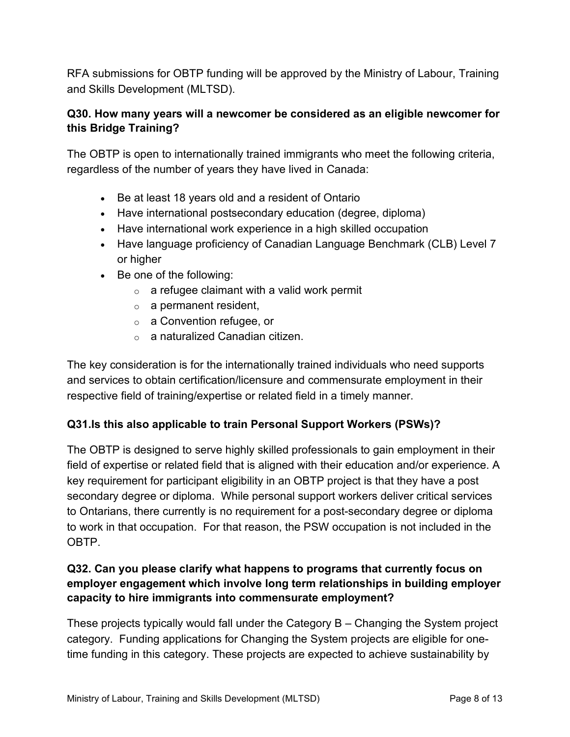RFA submissions for OBTP funding will be approved by the Ministry of Labour, Training and Skills Development (MLTSD).

**Q30. How many years will a newcomer be considered as an eligible newcomer for this Bridge Training?**

The OBTP is open to internationally trained immigrants who meet the following criteria, regardless of the number of years they have lived in Canada:

- Be at least 18 years old and a resident of Ontario
- Have international postsecondary education (degree, diploma)
- Have international work experience in a high skilled occupation
- Have language proficiency of Canadian Language Benchmark (CLB) Level 7 or higher
- Be one of the following:
  - a refugee claimant with a valid work permit
  - a permanent resident,
  - a Convention refugee, or
  - a naturalized Canadian citizen.

The key consideration is for the internationally trained individuals who need supports and services to obtain certification/licensure and commensurate employment in their respective field of training/expertise or related field in a timely manner.

**Q31.Is this also applicable to train Personal Support Workers (PSWs)?**

The OBTP is designed to serve highly skilled professionals to gain employment in their field of expertise or related field that is aligned with their education and/or experience. A key requirement for participant eligibility in an OBTP project is that they have a post secondary degree or diploma. While personal support workers deliver critical services to Ontarians, there currently is no requirement for a post-secondary degree or diploma to work in that occupation. For that reason, the PSW occupation is not included in the OBTP.

**Q32. Can you please clarify what happens to programs that currently focus on employer engagement which involve long term relationships in building employer capacity to hire immigrants into commensurate employment?**

These projects typically would fall under the Category B – Changing the System project category. Funding applications for Changing the System projects are eligible for one-time funding in this category. These projects are expected to achieve sustainability by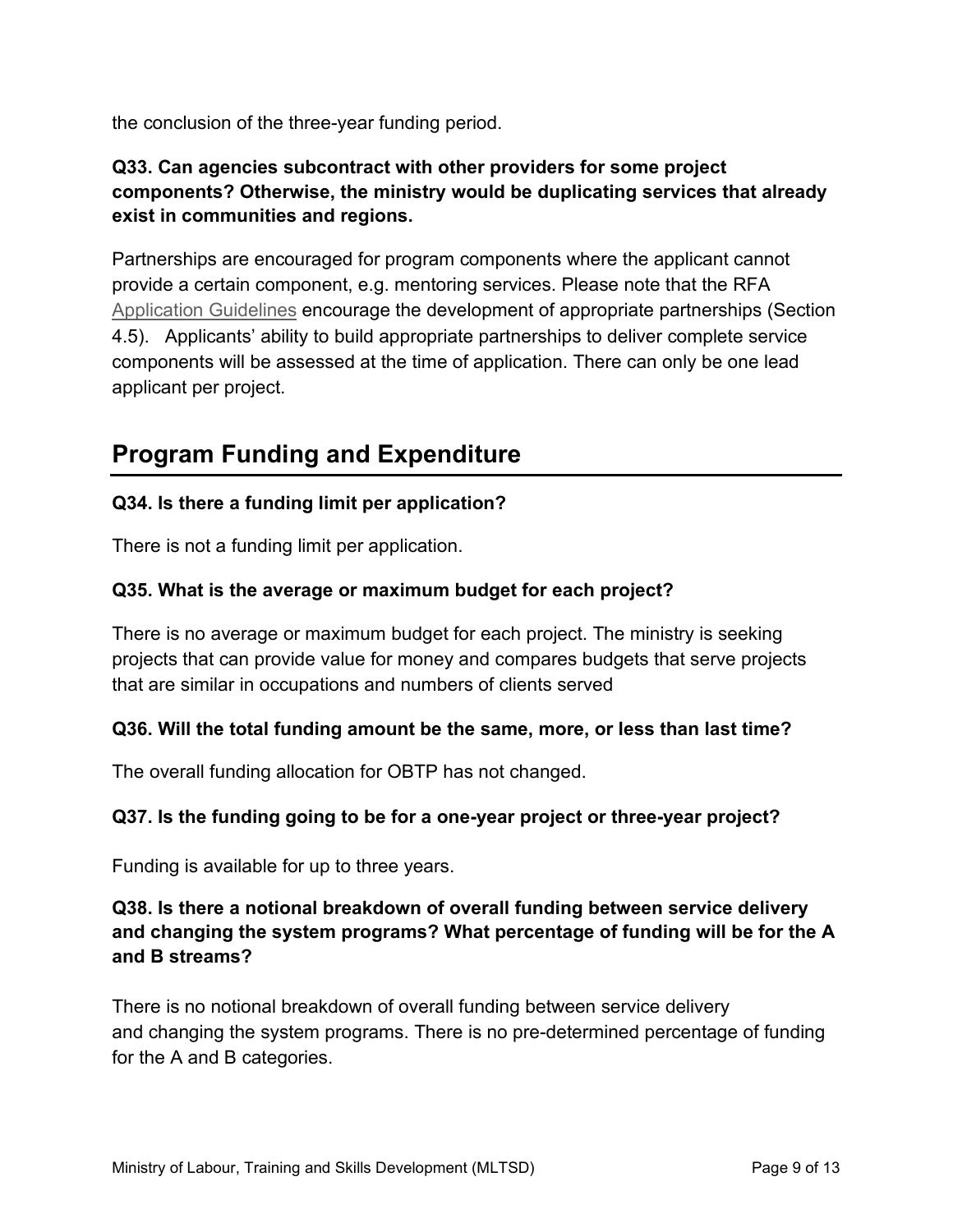the conclusion of the three-year funding period.

**Q33. Can agencies subcontract with other providers for some project components? Otherwise, the ministry would be duplicating services that already exist in communities and regions.**

Partnerships are encouraged for program components where the applicant cannot provide a certain component, e.g. mentoring services. Please note that the RFA Application Guidelines encourage the development of appropriate partnerships (Section 4.5). Applicants' ability to build appropriate partnerships to deliver complete service components will be assessed at the time of application. There can only be one lead applicant per project.

## Program Funding and Expenditure

**Q34. Is there a funding limit per application?**

There is not a funding limit per application.

**Q35. What is the average or maximum budget for each project?**

There is no average or maximum budget for each project. The ministry is seeking projects that can provide value for money and compares budgets that serve projects that are similar in occupations and numbers of clients served

**Q36. Will the total funding amount be the same, more, or less than last time?**

The overall funding allocation for OBTP has not changed.

**Q37. Is the funding going to be for a one-year project or three-year project?**

Funding is available for up to three years.

**Q38. Is there a notional breakdown of overall funding between service delivery and changing the system programs? What percentage of funding will be for the A and B streams?**

There is no notional breakdown of overall funding between service delivery and changing the system programs. There is no pre-determined percentage of funding for the A and B categories.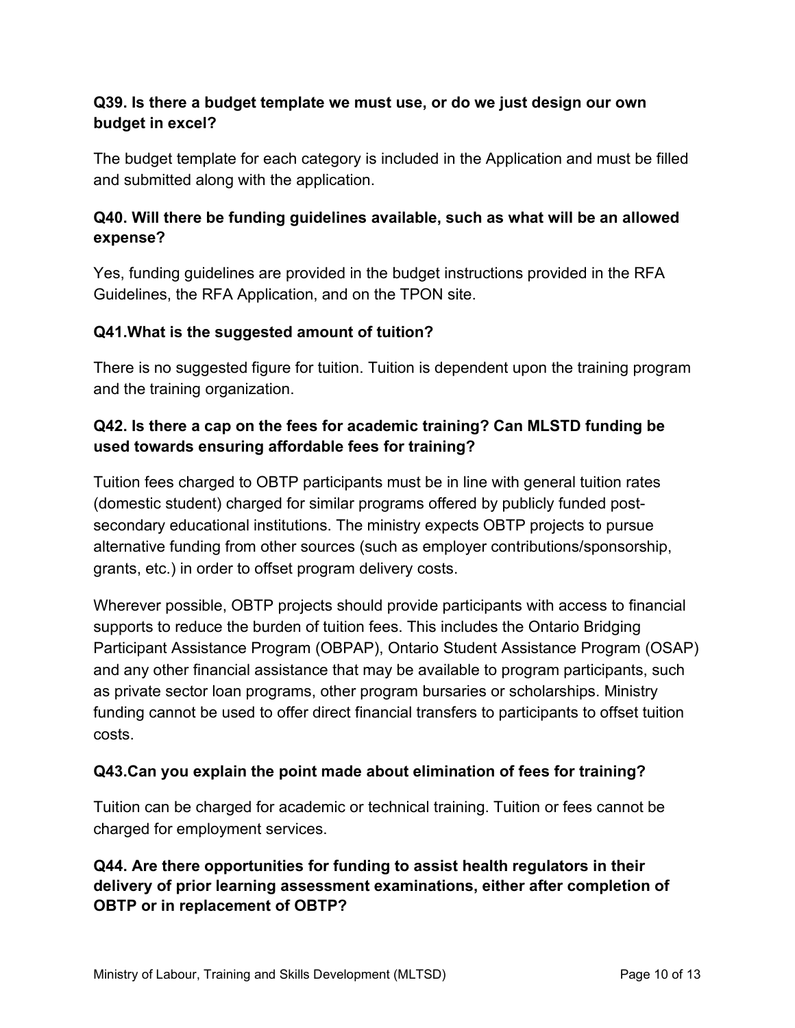**Q39. Is there a budget template we must use, or do we just design our own budget in excel?**

The budget template for each category is included in the Application and must be filled and submitted along with the application.

**Q40. Will there be funding guidelines available, such as what will be an allowed expense?**

Yes, funding guidelines are provided in the budget instructions provided in the RFA Guidelines, the RFA Application, and on the TPON site.

**Q41.What is the suggested amount of tuition?**

There is no suggested figure for tuition. Tuition is dependent upon the training program and the training organization.

**Q42. Is there a cap on the fees for academic training? Can MLSTD funding be used towards ensuring affordable fees for training?**

Tuition fees charged to OBTP participants must be in line with general tuition rates (domestic student) charged for similar programs offered by publicly funded post-secondary educational institutions. The ministry expects OBTP projects to pursue alternative funding from other sources (such as employer contributions/sponsorship, grants, etc.) in order to offset program delivery costs.

Wherever possible, OBTP projects should provide participants with access to financial supports to reduce the burden of tuition fees. This includes the Ontario Bridging Participant Assistance Program (OBPAP), Ontario Student Assistance Program (OSAP) and any other financial assistance that may be available to program participants, such as private sector loan programs, other program bursaries or scholarships. Ministry funding cannot be used to offer direct financial transfers to participants to offset tuition costs.

**Q43.Can you explain the point made about elimination of fees for training?**

Tuition can be charged for academic or technical training. Tuition or fees cannot be charged for employment services.

**Q44. Are there opportunities for funding to assist health regulators in their delivery of prior learning assessment examinations, either after completion of OBTP or in replacement of OBTP?**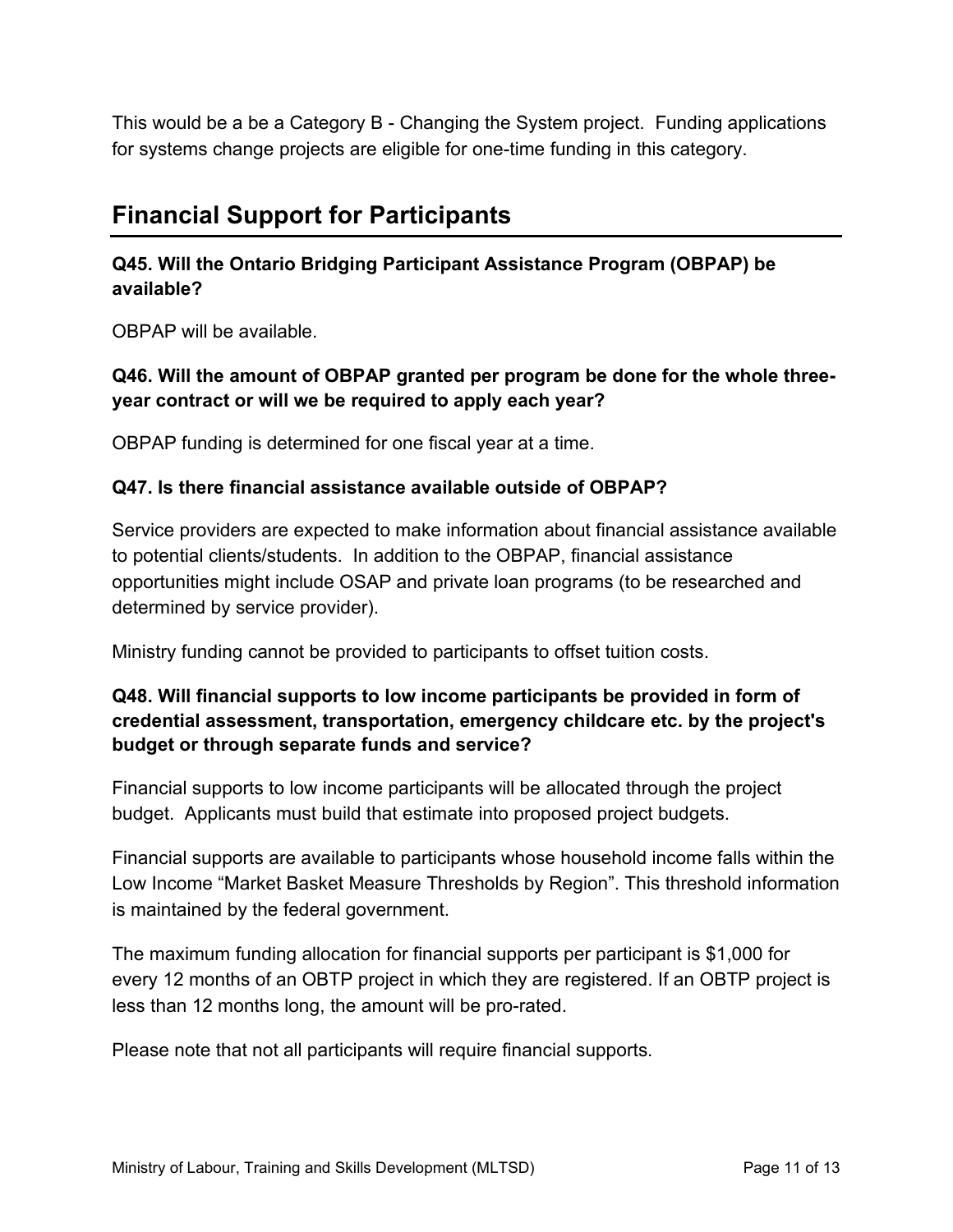This would be a be a Category B - Changing the System project. Funding applications for systems change projects are eligible for one-time funding in this category.

## Financial Support for Participants

**Q45. Will the Ontario Bridging Participant Assistance Program (OBPAP) be available?**

OBPAP will be available.

**Q46. Will the amount of OBPAP granted per program be done for the whole three-year contract or will we be required to apply each year?**

OBPAP funding is determined for one fiscal year at a time.

**Q47. Is there financial assistance available outside of OBPAP?**

Service providers are expected to make information about financial assistance available to potential clients/students. In addition to the OBPAP, financial assistance opportunities might include OSAP and private loan programs (to be researched and determined by service provider).

Ministry funding cannot be provided to participants to offset tuition costs.

**Q48. Will financial supports to low income participants be provided in form of credential assessment, transportation, emergency childcare etc. by the project's budget or through separate funds and service?**

Financial supports to low income participants will be allocated through the project budget. Applicants must build that estimate into proposed project budgets.

Financial supports are available to participants whose household income falls within the Low Income "Market Basket Measure Thresholds by Region". This threshold information is maintained by the federal government.

The maximum funding allocation for financial supports per participant is $1,000 for every 12 months of an OBTP project in which they are registered. If an OBTP project is less than 12 months long, the amount will be pro-rated.

Please note that not all participants will require financial supports.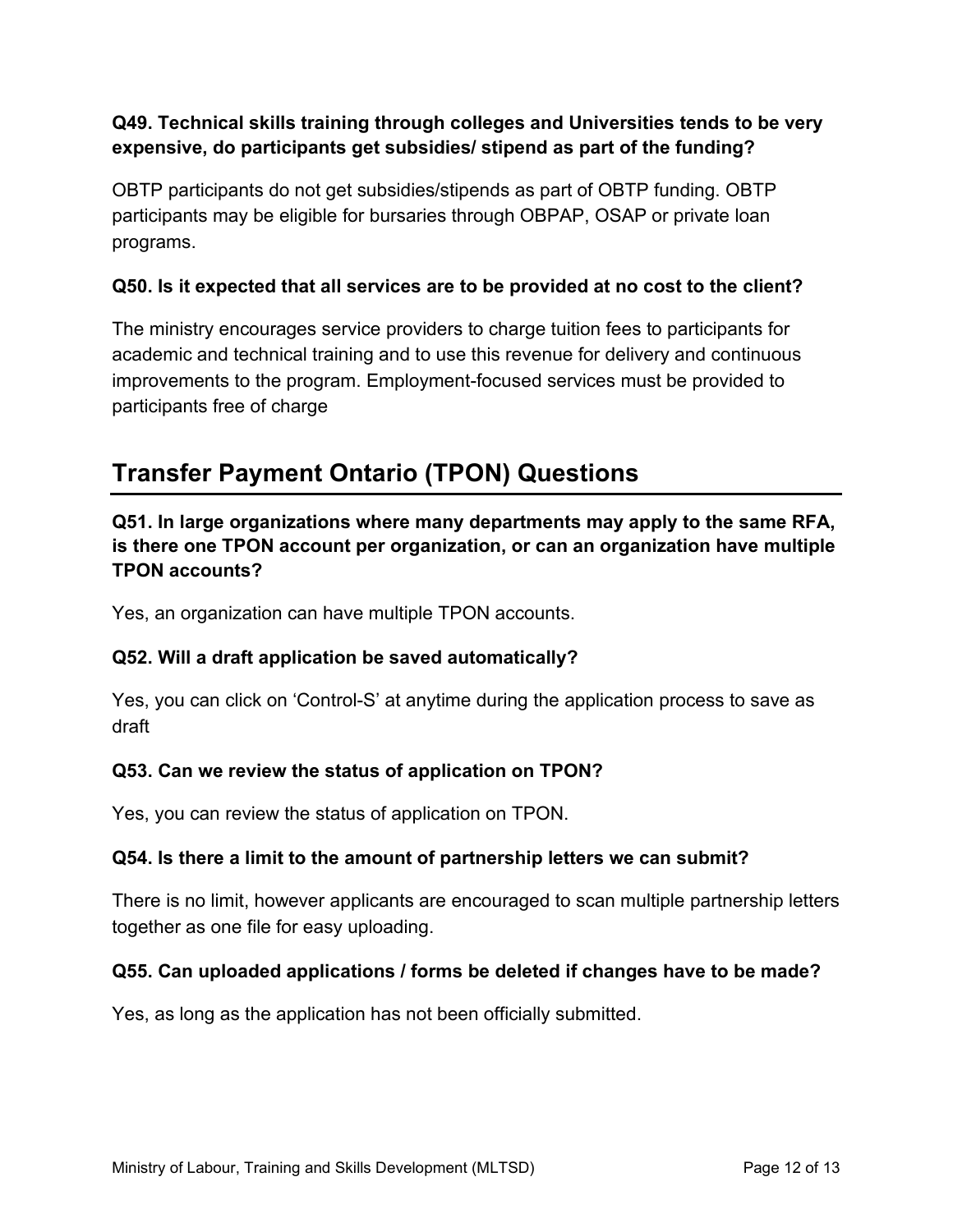**Q49. Technical skills training through colleges and Universities tends to be very expensive, do participants get subsidies/ stipend as part of the funding?**

OBTP participants do not get subsidies/stipends as part of OBTP funding. OBTP participants may be eligible for bursaries through OBPAP, OSAP or private loan programs.

**Q50. Is it expected that all services are to be provided at no cost to the client?**

The ministry encourages service providers to charge tuition fees to participants for academic and technical training and to use this revenue for delivery and continuous improvements to the program. Employment-focused services must be provided to participants free of charge

## Transfer Payment Ontario (TPON) Questions

**Q51. In large organizations where many departments may apply to the same RFA, is there one TPON account per organization, or can an organization have multiple TPON accounts?**

Yes, an organization can have multiple TPON accounts.

**Q52. Will a draft application be saved automatically?**

Yes, you can click on 'Control-S' at anytime during the application process to save as draft

**Q53. Can we review the status of application on TPON?**

Yes, you can review the status of application on TPON.

**Q54. Is there a limit to the amount of partnership letters we can submit?**

There is no limit, however applicants are encouraged to scan multiple partnership letters together as one file for easy uploading.

**Q55. Can uploaded applications / forms be deleted if changes have to be made?**

Yes, as long as the application has not been officially submitted.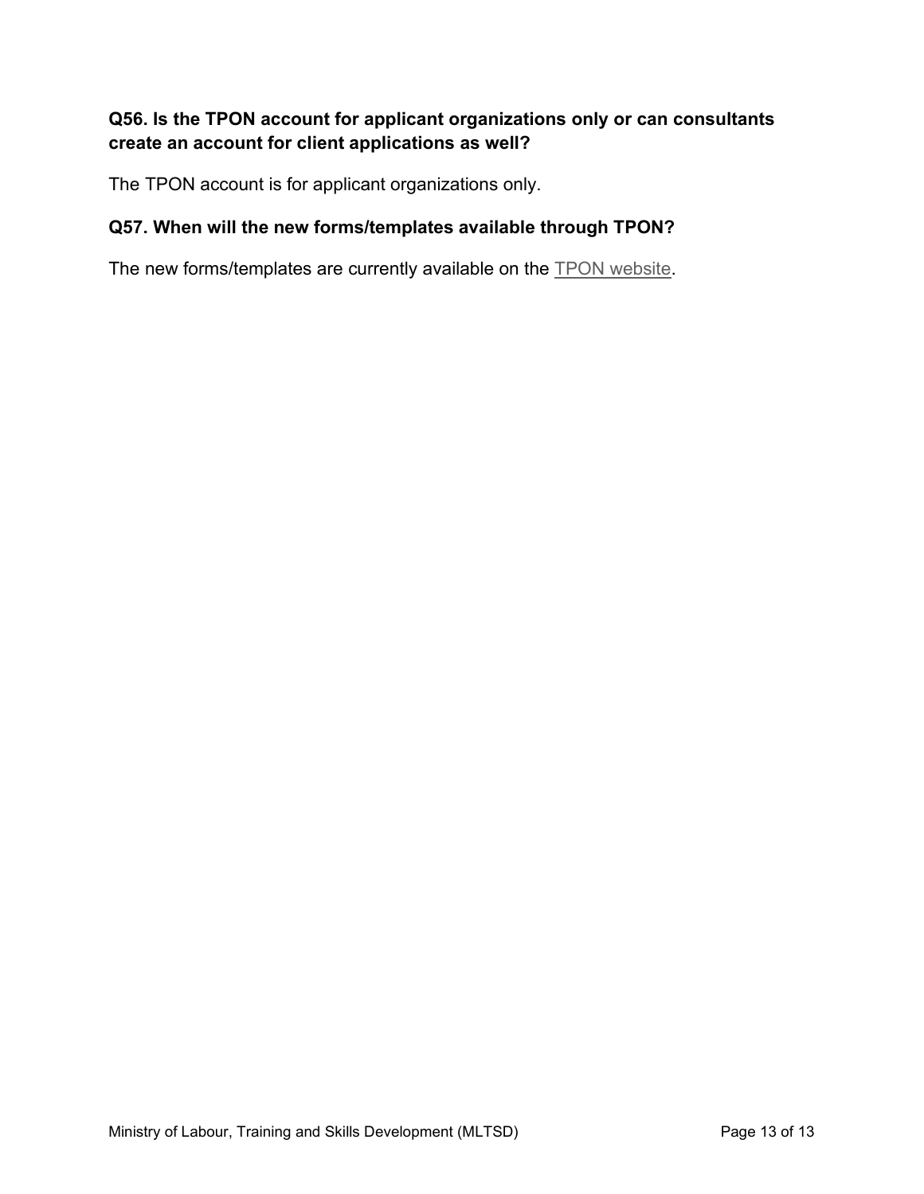**Q56. Is the TPON account for applicant organizations only or can consultants create an account for client applications as well?**

The TPON account is for applicant organizations only.

**Q57. When will the new forms/templates available through TPON?**

The new forms/templates are currently available on the TPON website.